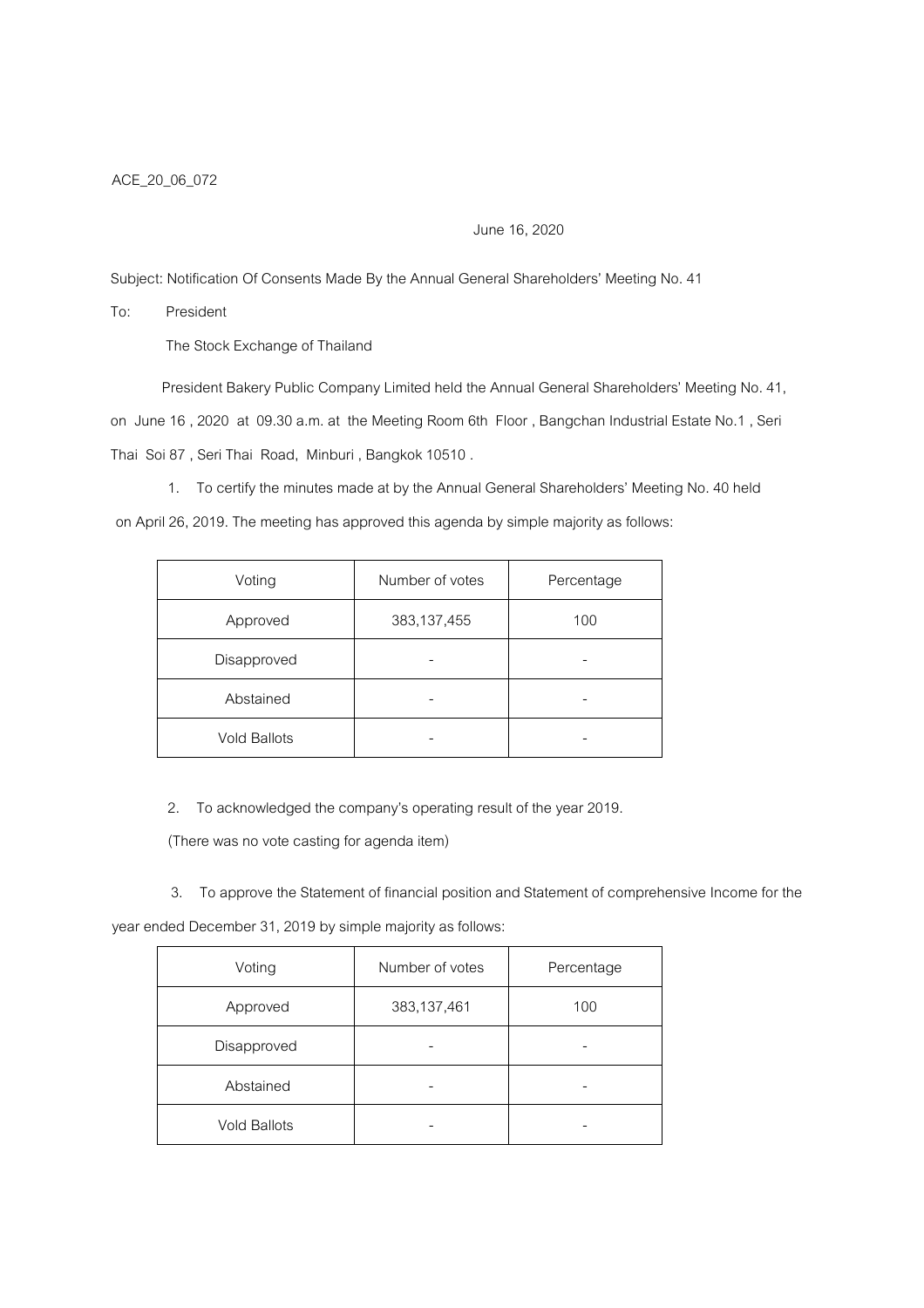ACE_20_06_072

June 16, 2020

Subject: Notification Of Consents Made By the Annual General Shareholders' Meeting No. 41

To: President

The Stock Exchange of Thailand

President Bakery Public Company Limited held the Annual General Shareholders' Meeting No. 41, on June 16 , 2020 at 09.30 a.m. at the Meeting Room 6th Floor , Bangchan Industrial Estate No.1 , Seri Thai Soi 87 , Seri Thai Road, Minburi , Bangkok 10510 .

1. To certify the minutes made at by the Annual General Shareholders' Meeting No. 40 held on April 26, 2019. The meeting has approved this agenda by simple majority as follows:

| Voting | Number of votes | Percentage |
|---|---|---|
| Approved | 383,137,455 | 100 |
| Disapproved | - | - |
| Abstained | - | - |
| Vold Ballots | - | - |

2. To acknowledged the company's operating result of the year 2019.

(There was no vote casting for agenda item)

3. To approve the Statement of financial position and Statement of comprehensive Income for the year ended December 31, 2019 by simple majority as follows:

| Voting | Number of votes | Percentage |
|---|---|---|
| Approved | 383,137,461 | 100 |
| Disapproved | - | - |
| Abstained | - | - |
| Vold Ballots | - | - |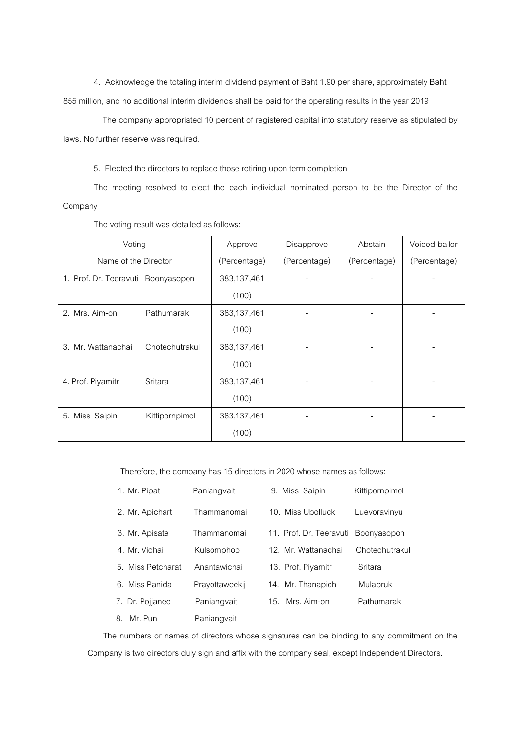4. Acknowledge the totaling interim dividend payment of Baht 1.90 per share, approximately Baht 855 million, and no additional interim dividends shall be paid for the operating results in the year 2019

The company appropriated 10 percent of registered capital into statutory reserve as stipulated by laws. No further reserve was required.

5. Elected the directors to replace those retiring upon term completion

The meeting resolved to elect the each individual nominated person to be the Director of the Company

The voting result was detailed as follows:

| Voting<br>Name of the Director | Approve<br>(Percentage) | Disapprove<br>(Percentage) | Abstain<br>(Percentage) | Voided ballor<br>(Percentage) |
|---|---|---|---|---|
| 1. Prof. Dr. Teeravuti Boonyasopon | 383,137,461<br>(100) | - | - | - |
| 2. Mrs. Aim-on Pathumarak | 383,137,461<br>(100) | - | - | - |
| 3. Mr. Wattanachai Chotechutrakul | 383,137,461<br>(100) | - | - | - |
| 4. Prof. Piyamitr Sritara | 383,137,461<br>(100) | - | - | - |
| 5. Miss Saipin Kittipornpimol | 383,137,461<br>(100) | - | - | - |

Therefore, the company has 15 directors in 2020 whose names as follows:

1. Mr. Pipat Paniangvait
2. Mr. Apichart Thammanomai
3. Mr. Apisate Thammanomai
4. Mr. Vichai Kulsomphob
5. Miss Petcharat Anantawichai
6. Miss Panida Prayottaweekij
7. Dr. Pojjanee Paniangvait
8. Mr. Pun Paniangvait
9. Miss Saipin Kittipornpimol
10. Miss Ubolluck Luevoravinyu
11. Prof. Dr. Teeravuti Boonyasopon
12. Mr. Wattanachai Chotechutrakul
13. Prof. Piyamitr Sritara
14. Mr. Thanapich Mulapruk
15. Mrs. Aim-on Pathumarak

The numbers or names of directors whose signatures can be binding to any commitment on the Company is two directors duly sign and affix with the company seal, except Independent Directors.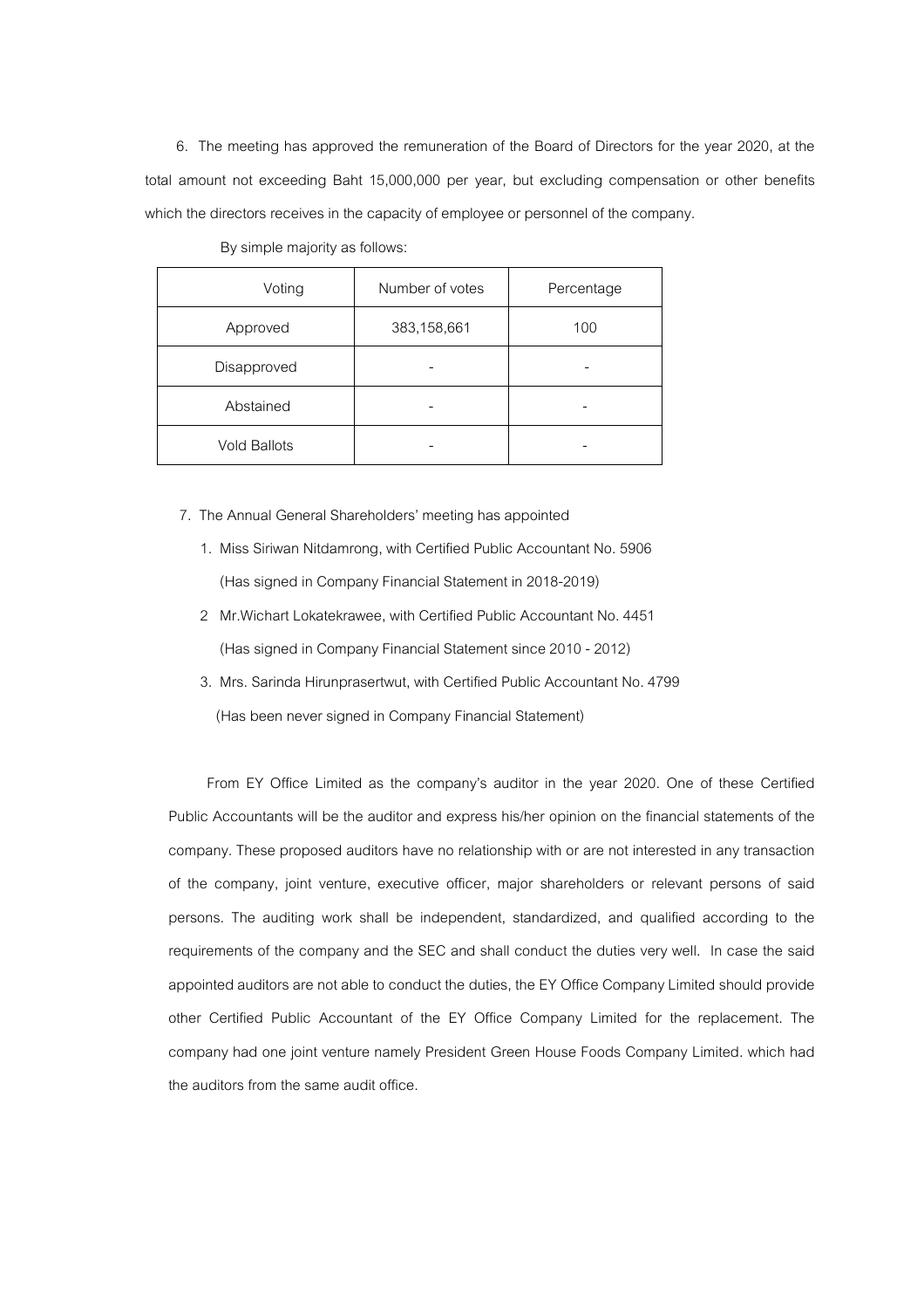6. The meeting has approved the remuneration of the Board of Directors for the year 2020, at the total amount not exceeding Baht 15,000,000 per year, but excluding compensation or other benefits which the directors receives in the capacity of employee or personnel of the company.

By simple majority as follows:

| Voting | Number of votes | Percentage |
|---|---|---|
| Approved | 383,158,661 | 100 |
| Disapproved | - | - |
| Abstained | - | - |
| Vold Ballots | - | - |

7. The Annual General Shareholders' meeting has appointed

   1. Miss Siriwan Nitdamrong, with Certified Public Accountant No. 5906
      (Has signed in Company Financial Statement in 2018-2019)
   2 Mr.Wichart Lokatekrawee, with Certified Public Accountant No. 4451
      (Has signed in Company Financial Statement since 2010 - 2012)
   3. Mrs. Sarinda Hirunprasertwut, with Certified Public Accountant No. 4799
      (Has been never signed in Company Financial Statement)

From EY Office Limited as the company's auditor in the year 2020. One of these Certified Public Accountants will be the auditor and express his/her opinion on the financial statements of the company. These proposed auditors have no relationship with or are not interested in any transaction of the company, joint venture, executive officer, major shareholders or relevant persons of said persons. The auditing work shall be independent, standardized, and qualified according to the requirements of the company and the SEC and shall conduct the duties very well. In case the said appointed auditors are not able to conduct the duties, the EY Office Company Limited should provide other Certified Public Accountant of the EY Office Company Limited for the replacement. The company had one joint venture namely President Green House Foods Company Limited. which had the auditors from the same audit office.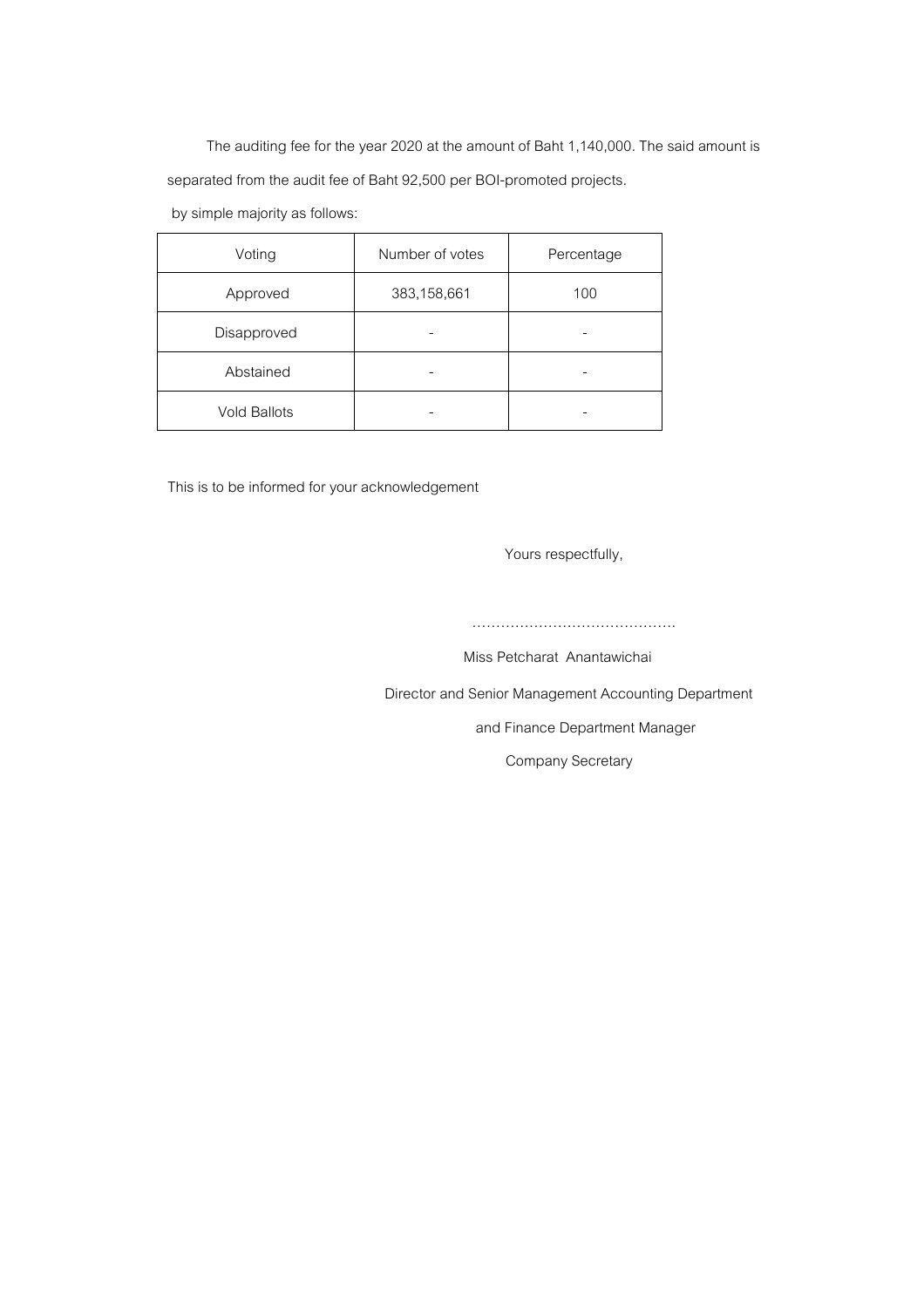The auditing fee for the year 2020 at the amount of Baht 1,140,000. The said amount is separated from the audit fee of Baht 92,500 per BOI-promoted projects.

by simple majority as follows:

| Voting | Number of votes | Percentage |
|---|---|---|
| Approved | 383,158,661 | 100 |
| Disapproved | - | - |
| Abstained | - | - |
| Vold Ballots | - | - |

This is to be informed for your acknowledgement

Yours respectfully,

……………………………………

Miss Petcharat Anantawichai

Director and Senior Management Accounting Department

and Finance Department Manager

Company Secretary